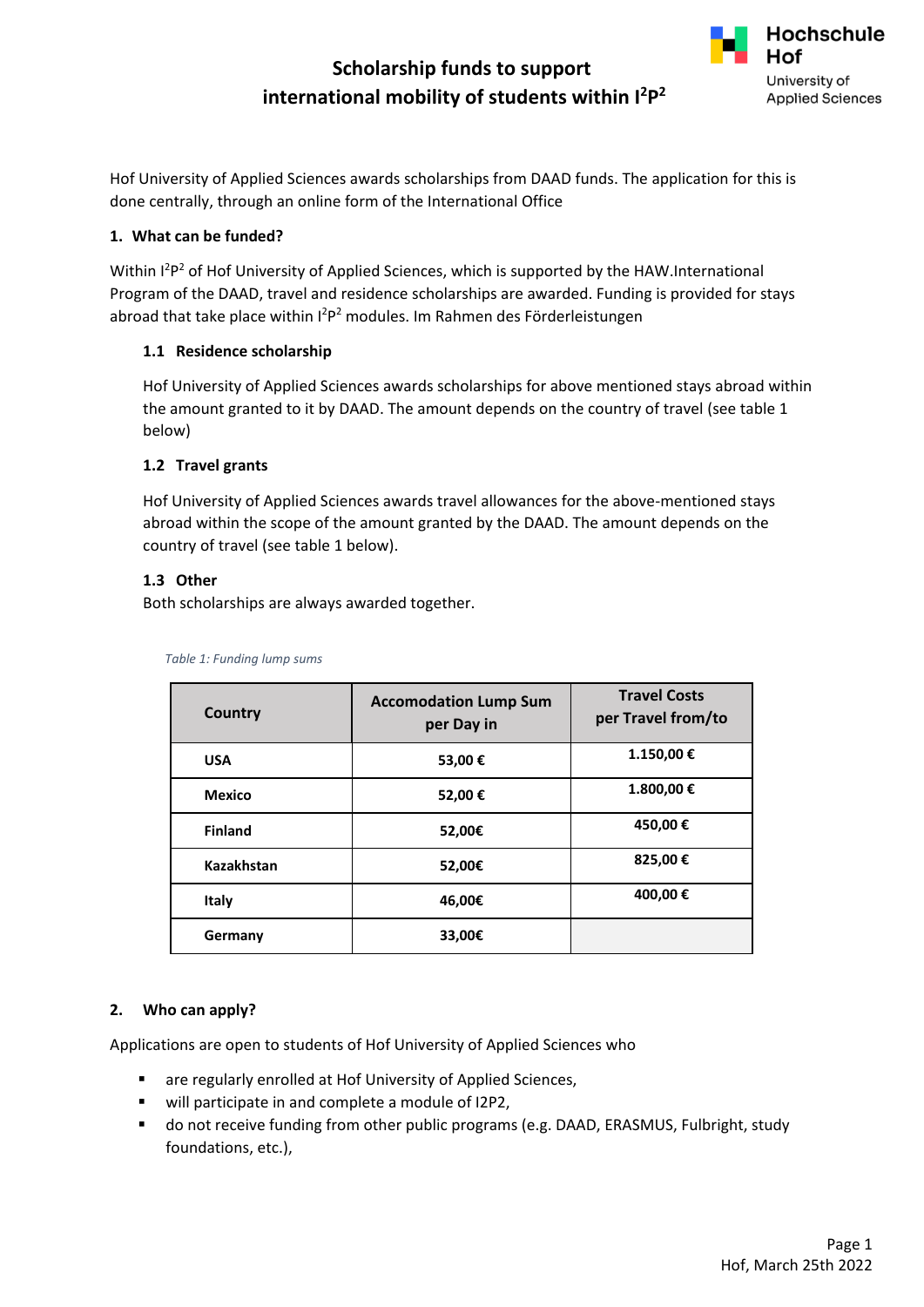# Scholarship funds to support international mobility of students within $I^2P^2$

Hof University of Applied Sciences awards scholarships from DAAD funds. The application for this is done centrally, through an online form of the International Office

## 1. What can be funded?

Within $I^2P^2$ of Hof University of Applied Sciences, which is supported by the HAW.International Program of the DAAD, travel and residence scholarships are awarded. Funding is provided for stays abroad that take place within $I^2P^2$ modules. Im Rahmen des Förderleistungen

### 1.1 Residence scholarship

Hof University of Applied Sciences awards scholarships for above mentioned stays abroad within the amount granted to it by DAAD. The amount depends on the country of travel (see table 1 below)

### 1.2 Travel grants

Hof University of Applied Sciences awards travel allowances for the above-mentioned stays abroad within the scope of the amount granted by the DAAD. The amount depends on the country of travel (see table 1 below).

### 1.3 Other

Both scholarships are always awarded together.

*Table 1: Funding lump sums*

| Country | Accomodation Lump Sum per Day in | Travel Costs per Travel from/to |
|---|---|---|
| **USA** | **53,00 €** | **1.150,00 €** |
| **Mexico** | **52,00 €** | **1.800,00 €** |
| **Finland** | **52,00€** | **450,00 €** |
| **Kazakhstan** | **52,00€** | **825,00 €** |
| **Italy** | **46,00€** | **400,00 €** |
| **Germany** | **33,00€** | |

## 2. Who can apply?

Applications are open to students of Hof University of Applied Sciences who

- are regularly enrolled at Hof University of Applied Sciences,
- will participate in and complete a module of I2P2,
- do not receive funding from other public programs (e.g. DAAD, ERASMUS, Fulbright, study foundations, etc.),

Hof, March 25th 2022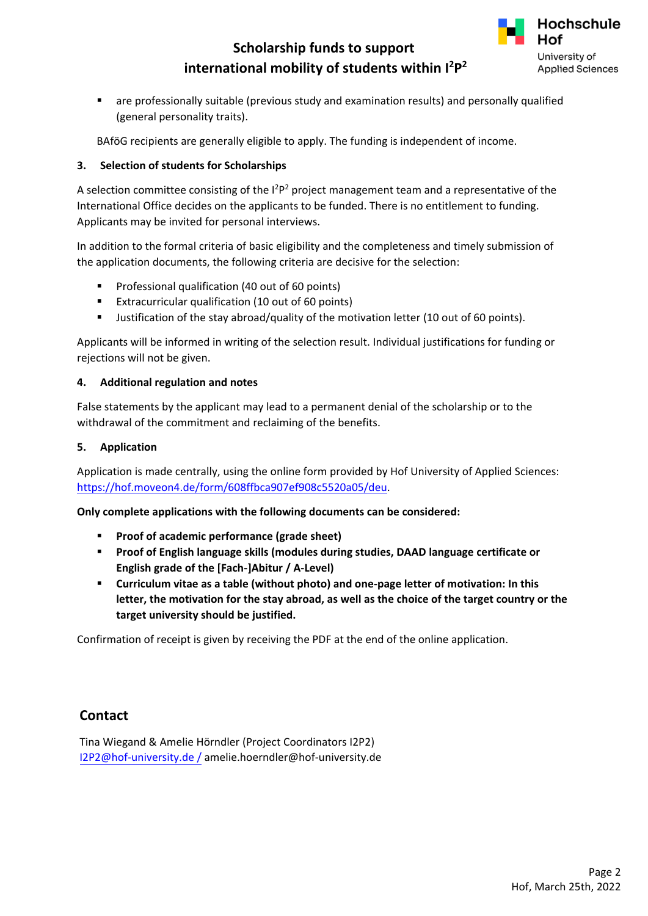- are professionally suitable (previous study and examination results) and personally qualified (general personality traits).

BAföG recipients are generally eligible to apply. The funding is independent of income.

## 3. Selection of students for Scholarships

A selection committee consisting of the $I^2P^2$ project management team and a representative of the International Office decides on the applicants to be funded. There is no entitlement to funding. Applicants may be invited for personal interviews.

In addition to the formal criteria of basic eligibility and the completeness and timely submission of the application documents, the following criteria are decisive for the selection:

- Professional qualification (40 out of 60 points)
- Extracurricular qualification (10 out of 60 points)
- Justification of the stay abroad/quality of the motivation letter (10 out of 60 points).

Applicants will be informed in writing of the selection result. Individual justifications for funding or rejections will not be given.

## 4. Additional regulation and notes

False statements by the applicant may lead to a permanent denial of the scholarship or to the withdrawal of the commitment and reclaiming of the benefits.

## 5. Application

Application is made centrally, using the online form provided by Hof University of Applied Sciences: https://hof.moveon4.de/form/608ffbca907ef908c5520a05/deu.

**Only complete applications with the following documents can be considered:**

- **Proof of academic performance (grade sheet)**
- **Proof of English language skills (modules during studies, DAAD language certificate or English grade of the [Fach-]Abitur / A-Level)**
- **Curriculum vitae as a table (without photo) and one-page letter of motivation: In this letter, the motivation for the stay abroad, as well as the choice of the target country or the target university should be justified.**

Confirmation of receipt is given by receiving the PDF at the end of the online application.

## Contact

Tina Wiegand & Amelie Hörndler (Project Coordinators I2P2)
I2P2@hof-university.de / amelie.hoerndler@hof-university.de

Hof, March 25th, 2022